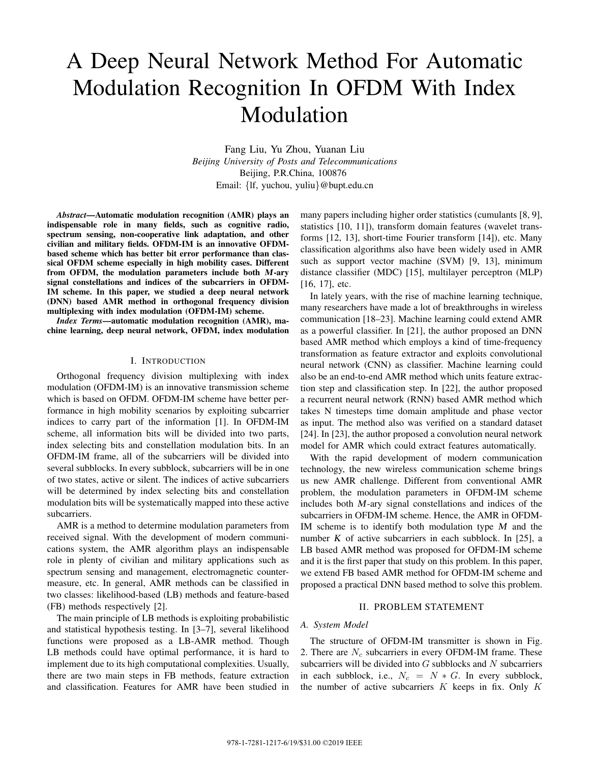# A Deep Neural Network Method For Automatic Modulation Recognition In OFDM With Index Modulation

Fang Liu, Yu Zhou, Yuanan Liu
*Beijing University of Posts and Telecommunications*
Beijing, P.R.China, 100876
Email: {lf, yuchou, yuliu}@bupt.edu.cn

***Abstract*—Automatic modulation recognition (AMR) plays an indispensable role in many fields, such as cognitive radio, spectrum sensing, non-cooperative link adaptation, and other civilian and military fields. OFDM-IM is an innovative OFDM-based scheme which has better bit error performance than classical OFDM scheme especially in high mobility cases. Different from OFDM, the modulation parameters include both *M*-ary signal constellations and indices of the subcarriers in OFDM-IM scheme. In this paper, we studied a deep neural network (DNN) based AMR method in orthogonal frequency division multiplexing with index modulation (OFDM-IM) scheme.**

***Index Terms*—automatic modulation recognition (AMR), machine learning, deep neural network, OFDM, index modulation**

## I. Introduction

Orthogonal frequency division multiplexing with index modulation (OFDM-IM) is an innovative transmission scheme which is based on OFDM. OFDM-IM scheme have better performance in high mobility scenarios by exploiting subcarrier indices to carry part of the information [1]. In OFDM-IM scheme, all information bits will be divided into two parts, index selecting bits and constellation modulation bits. In an OFDM-IM frame, all of the subcarriers will be divided into several subblocks. In every subblock, subcarriers will be in one of two states, active or silent. The indices of active subcarriers will be determined by index selecting bits and constellation modulation bits will be systematically mapped into these active subcarriers.

AMR is a method to determine modulation parameters from received signal. With the development of modern communications system, the AMR algorithm plays an indispensable role in plenty of civilian and military applications such as spectrum sensing and management, electromagnetic countermeasure, etc. In general, AMR methods can be classified in two classes: likelihood-based (LB) methods and feature-based (FB) methods respectively [2].

The main principle of LB methods is exploiting probabilistic and statistical hypothesis testing. In [3–7], several likelihood functions were proposed as a LB-AMR method. Though LB methods could have optimal performance, it is hard to implement due to its high computational complexities. Usually, there are two main steps in FB methods, feature extraction and classification. Features for AMR have been studied in many papers including higher order statistics (cumulants [8, 9], statistics [10, 11]), transform domain features (wavelet transforms [12, 13], short-time Fourier transform [14]), etc. Many classification algorithms also have been widely used in AMR such as support vector machine (SVM) [9, 13], minimum distance classifier (MDC) [15], multilayer perceptron (MLP) [16, 17], etc.

In lately years, with the rise of machine learning technique, many researchers have made a lot of breakthroughs in wireless communication [18–23]. Machine learning could extend AMR as a powerful classifier. In [21], the author proposed an DNN based AMR method which employs a kind of time-frequency transformation as feature extractor and exploits convolutional neural network (CNN) as classifier. Machine learning could also be an end-to-end AMR method which units feature extraction step and classification step. In [22], the author proposed a recurrent neural network (RNN) based AMR method which takes N timesteps time domain amplitude and phase vector as input. The method also was verified on a standard dataset [24]. In [23], the author proposed a convolution neural network model for AMR which could extract features automatically.

With the rapid development of modern communication technology, the new wireless communication scheme brings us new AMR challenge. Different from conventional AMR problem, the modulation parameters in OFDM-IM scheme includes both $M$-ary signal constellations and indices of the subcarriers in OFDM-IM scheme. Hence, the AMR in OFDM-IM scheme is to identify both modulation type $M$ and the number $K$ of active subcarriers in each subblock. In [25], a LB based AMR method was proposed for OFDM-IM scheme and it is the first paper that study on this problem. In this paper, we extend FB based AMR method for OFDM-IM scheme and proposed a practical DNN based method to solve this problem.

## II. Problem Statement

### A. System Model

The structure of OFDM-IM transmitter is shown in Fig. 2. There are $N_c$ subcarriers in every OFDM-IM frame. These subcarriers will be divided into $G$ subblocks and $N$ subcarriers in each subblock, i.e., $N_c = N * G$. In every subblock, the number of active subcarriers $K$ keeps in fix. Only $K$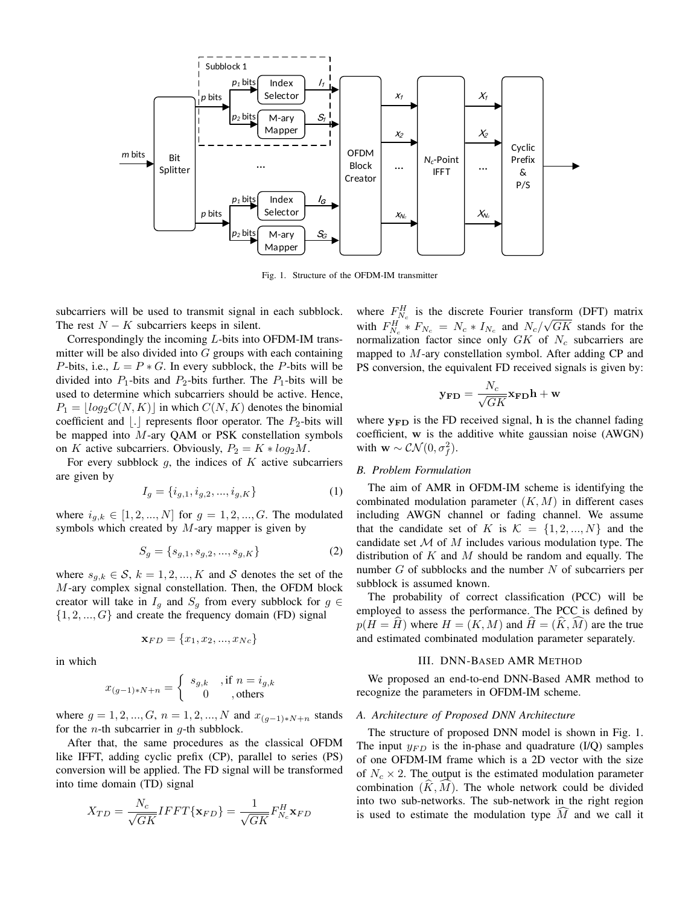Fig. 1. Structure of the OFDM-IM transmitter

subcarriers will be used to transmit signal in each subblock. The rest $N-K$ subcarriers keeps in silent.

Correspondingly the incoming $L$-bits into OFDM-IM transmitter will be also divided into $G$ groups with each containing $P$-bits, i.e., $L = P * G$. In every subblock, the $P$-bits will be divided into $P_1$-bits and $P_2$-bits further. The $P_1$-bits will be used to determine which subcarriers should be active. Hence, $P_1 = \lfloor log_2 C(N,K) \rfloor$ in which $C(N,K)$ denotes the binomial coefficient and $\lfloor . \rfloor$ represents floor operator. The $P_2$-bits will be mapped into $M$-ary QAM or PSK constellation symbols on $K$ active subcarriers. Obviously, $P_2 = K * log_2 M$.

For every subblock $g$, the indices of $K$ active subcarriers are given by

$$I_g = \{i_{g,1}, i_{g,2}, ..., i_{g,K}\} \tag{1}$$

where $i_{g,k} \in [1, 2, ..., N]$ for $g = 1, 2, ..., G$. The modulated symbols which created by $M$-ary mapper is given by

$$S_g = \{s_{g,1}, s_{g,2}, ..., s_{g,K}\} \tag{2}$$

where $s_{g,k} \in \mathcal{S}$, $k = 1, 2, ..., K$ and $\mathcal{S}$ denotes the set of the $M$-ary complex signal constellation. Then, the OFDM block creator will take in $I_g$ and $S_g$ from every subblock for $g \in \{1, 2, ..., G\}$ and create the frequency domain (FD) signal

$$\mathbf{x}_{FD} = \{x_1, x_2, ..., x_{Nc}\}$$

in which

$$x_{(g-1)*N+n} = \begin{cases} s_{g,k} & \text{,if } n = i_{g,k} \\ 0 & \text{, others} \end{cases}$$

where $g = 1, 2, ..., G$, $n = 1, 2, ..., N$ and $x_{(g-1)*N+n}$ stands for the $n$-th subcarrier in $g$-th subblock.

After that, the same procedures as the classical OFDM like IFFT, adding cyclic prefix (CP), parallel to series (PS) conversion will be applied. The FD signal will be transformed into time domain (TD) signal

$$X_{TD} = \frac{N_c}{\sqrt{GK}} IFFT\{\mathbf{x}_{FD}\} = \frac{1}{\sqrt{GK}} F_{N_c}^H \mathbf{x}_{FD}$$

where $F_{N_c}^H$ is the discrete Fourier transform (DFT) matrix with $F_{N_c}^H * F_{N_c} = N_c * I_{N_c}$ and $N_c/\sqrt{GK}$ stands for the normalization factor since only $GK$ of $N_c$ subcarriers are mapped to $M$-ary constellation symbol. After adding CP and PS conversion, the equivalent FD received signals is given by:

$$\mathbf{y_{FD}} = \frac{N_c}{\sqrt{GK}} \mathbf{x_{FD}} \mathbf{h} + \mathbf{w}$$

where $\mathbf{y_{FD}}$ is the FD received signal, $\mathbf{h}$ is the channel fading coefficient, $\mathbf{w}$ is the additive white gaussian noise (AWGN) with $\mathbf{w} \sim \mathcal{CN}(0, \sigma_f^2)$.

### B. Problem Formulation

The aim of AMR in OFDM-IM scheme is identifying the combinated modulation parameter $(K, M)$ in different cases including AWGN channel or fading channel. We assume that the candidate set of $K$ is $\mathcal{K} = \{1, 2, ..., N\}$ and the candidate set $\mathcal{M}$ of $M$ includes various modulation type. The distribution of $K$ and $M$ should be random and equally. The number $G$ of subblocks and the number $N$ of subcarriers per subblock is assumed known.

The probability of correct classification (PCC) will be employed to assess the performance. The PCC is defined by $p(H = \widehat{H})$ where $H = (K, M)$ and $\widehat{H} = (\widehat{K}, \widehat{M})$ are the true and estimated combinated modulation parameter separately.

## III. DNN-Based AMR Method

We proposed an end-to-end DNN-Based AMR method to recognize the parameters in OFDM-IM scheme.

### A. Architecture of Proposed DNN Architecture

The structure of proposed DNN model is shown in Fig. 1. The input $y_{FD}$ is the in-phase and quadrature (I/Q) samples of one OFDM-IM frame which is a 2D vector with the size of $N_c \times 2$. The output is the estimated modulation parameter combination $(\widehat{K}, \widehat{M})$. The whole network could be divided into two sub-networks. The sub-network in the right region is used to estimate the modulation type $\widehat{M}$ and we call it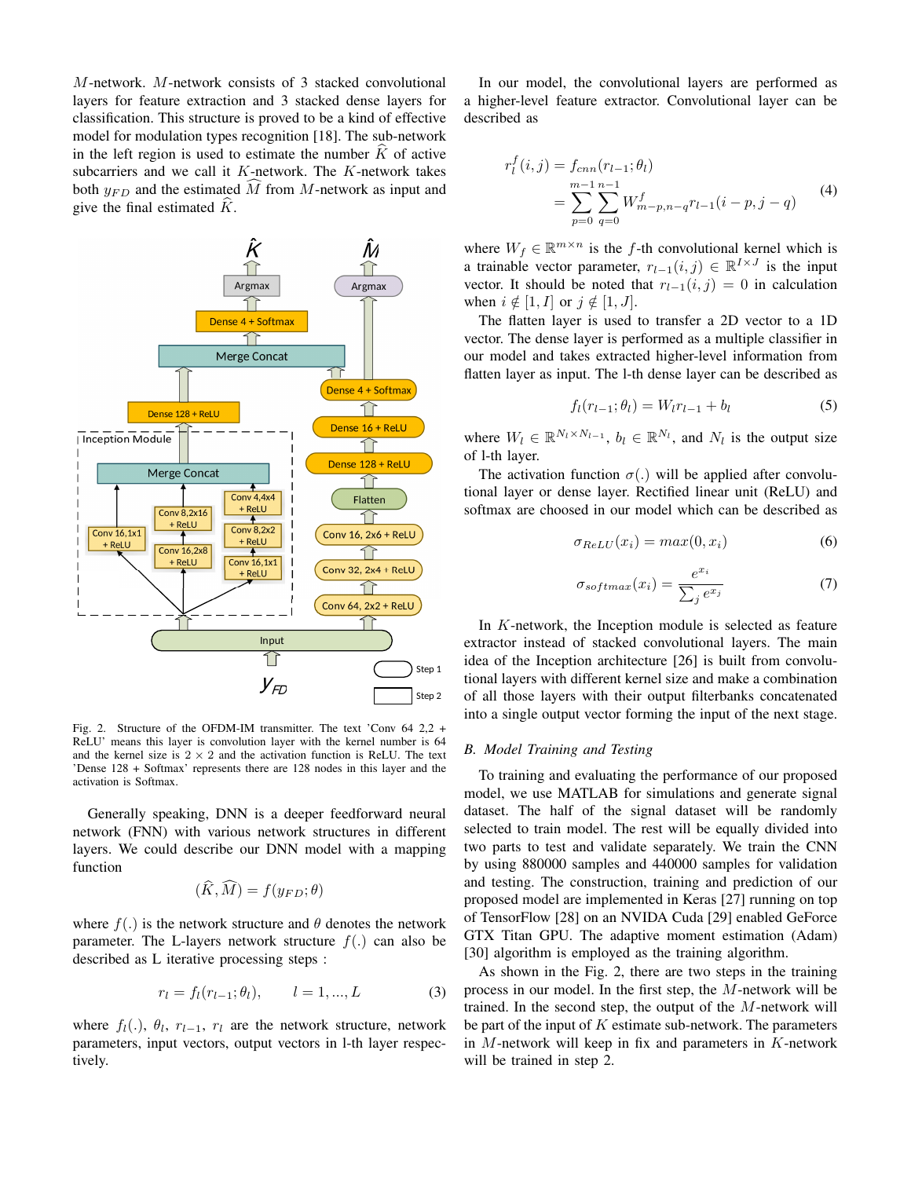$M$-network. $M$-network consists of 3 stacked convolutional layers for feature extraction and 3 stacked dense layers for classification. This structure is proved to be a kind of effective model for modulation types recognition [18]. The sub-network in the left region is used to estimate the number $\widehat{K}$ of active subcarriers and we call it $K$-network. The $K$-network takes both $y_{FD}$ and the estimated $\widehat{M}$ from $M$-network as input and give the final estimated $\widehat{K}$.

Fig. 2. Structure of the OFDM-IM transmitter. The text 'Conv 64 2,2 + ReLU' means this layer is convolution layer with the kernel number is 64 and the kernel size is $2 \times 2$ and the activation function is ReLU. The text 'Dense 128 + Softmax' represents there are 128 nodes in this layer and the activation is Softmax.

Generally speaking, DNN is a deeper feedforward neural network (FNN) with various network structures in different layers. We could describe our DNN model with a mapping function

$$(\widehat{K}, \widehat{M}) = f(y_{FD}; \theta)$$

where $f(.)$ is the network structure and $\theta$ denotes the network parameter. The L-layers network structure $f(.)$ can also be described as L iterative processing steps :

$$r_l = f_l(r_{l-1}; \theta_l), \qquad l = 1, ..., L \tag{3}$$

where $f_l(.)$, $\theta_l$, $r_{l-1}$, $r_l$ are the network structure, network parameters, input vectors, output vectors in l-th layer respectively.

In our model, the convolutional layers are performed as a higher-level feature extractor. Convolutional layer can be described as

$$\begin{aligned} r_l^f(i,j) &= f_{cnn}(r_{l-1}; \theta_l) \\ &= \sum_{p=0}^{m-1} \sum_{q=0}^{n-1} W_{m-p,n-q}^f r_{l-1}(i-p, j-q) \end{aligned} \tag{4}$$

where $W_f \in \mathbb{R}^{m \times n}$ is the $f$-th convolutional kernel which is a trainable vector parameter, $r_{l-1}(i,j) \in \mathbb{R}^{I \times J}$ is the input vector. It should be noted that $r_{l-1}(i,j) = 0$ in calculation when $i \notin [1, I]$ or $j \notin [1, J]$.

The flatten layer is used to transfer a 2D vector to a 1D vector. The dense layer is performed as a multiple classifier in our model and takes extracted higher-level information from flatten layer as input. The l-th dense layer can be described as

$$f_l(r_{l-1}; \theta_l) = W_l r_{l-1} + b_l \tag{5}$$

where $W_l \in \mathbb{R}^{N_l \times N_{l-1}}$, $b_l \in \mathbb{R}^{N_l}$, and $N_l$ is the output size of l-th layer.

The activation function $\sigma(.)$ will be applied after convolutional layer or dense layer. Rectified linear unit (ReLU) and softmax are choosed in our model which can be described as

$$\sigma_{ReLU}(x_i) = max(0, x_i) \tag{6}$$

$$\sigma_{softmax}(x_i) = \frac{e^{x_i}}{\sum_j e^{x_j}} \tag{7}$$

In $K$-network, the Inception module is selected as feature extractor instead of stacked convolutional layers. The main idea of the Inception architecture [26] is built from convolutional layers with different kernel size and make a combination of all those layers with their output filterbanks concatenated into a single output vector forming the input of the next stage.

### B. Model Training and Testing

To training and evaluating the performance of our proposed model, we use MATLAB for simulations and generate signal dataset. The half of the signal dataset will be randomly selected to train model. The rest will be equally divided into two parts to test and validate separately. We train the CNN by using 880000 samples and 440000 samples for validation and testing. The construction, training and prediction of our proposed model are implemented in Keras [27] running on top of TensorFlow [28] on an NVIDA Cuda [29] enabled GeForce GTX Titan GPU. The adaptive moment estimation (Adam) [30] algorithm is employed as the training algorithm.

As shown in the Fig. 2, there are two steps in the training process in our model. In the first step, the $M$-network will be trained. In the second step, the output of the $M$-network will be part of the input of $K$ estimate sub-network. The parameters in $M$-network will keep in fix and parameters in $K$-network will be trained in step 2.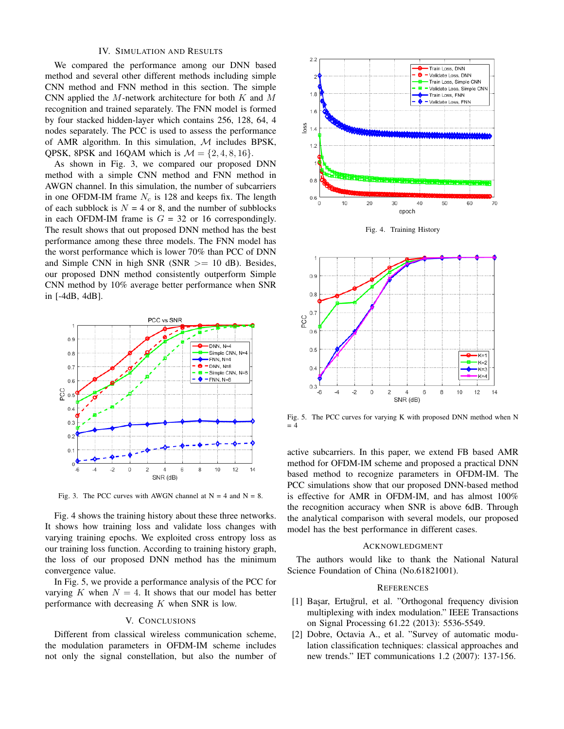## IV. Simulation and Results

We compared the performance among our DNN based method and several other different methods including simple CNN method and FNN method in this section. The simple CNN applied the $M$-network architecture for both $K$ and $M$ recognition and trained separately. The FNN model is formed by four stacked hidden-layer which contains 256, 128, 64, 4 nodes separately. The PCC is used to assess the performance of AMR algorithm. In this simulation, $\mathcal{M}$ includes BPSK, QPSK, 8PSK and 16QAM which is $\mathcal{M} = \{2, 4, 8, 16\}$.

As shown in Fig. 3, we compared our proposed DNN method with a simple CNN method and FNN method in AWGN channel. In this simulation, the number of subcarriers in one OFDM-IM frame $N_c$ is 128 and keeps fix. The length of each subblock is $N$ = 4 or 8, and the number of subblocks in each OFDM-IM frame is $G$ = 32 or 16 correspondingly. The result shows that out proposed DNN method has the best performance among these three models. The FNN model has the worst performance which is lower 70% than PCC of DNN and Simple CNN in high SNR (SNR >= 10 dB). Besides, our proposed DNN method consistently outperform Simple CNN method by 10% average better performance when SNR in [-4dB, 4dB].

Fig. 3. The PCC curves with AWGN channel at N = 4 and N = 8.

Fig. 4 shows the training history about these three networks. It shows how training loss and validate loss changes with varying training epochs. We exploited cross entropy loss as our training loss function. According to training history graph, the loss of our proposed DNN method has the minimum convergence value.

In Fig. 5, we provide a performance analysis of the PCC for varying $K$ when $N = 4$. It shows that our model has better performance with decreasing $K$ when SNR is low.

## V. Conclusions

Different from classical wireless communication scheme, the modulation parameters in OFDM-IM scheme includes not only the signal constellation, but also the number of active subcarriers. In this paper, we extend FB based AMR method for OFDM-IM scheme and proposed a practical DNN based method to recognize parameters in OFDM-IM. The PCC simulations show that our proposed DNN-based method is effective for AMR in OFDM-IM, and has almost 100% the recognition accuracy when SNR is above 6dB. Through the analytical comparison with several models, our proposed model has the best performance in different cases.

Fig. 4. Training History

Fig. 5. The PCC curves for varying K with proposed DNN method when N = 4

## Acknowledgment

The authors would like to thank the National Natural Science Foundation of China (No.61821001).

## References

[1] Başar, Ertuğrul, et al. "Orthogonal frequency division multiplexing with index modulation." IEEE Transactions on Signal Processing 61.22 (2013): 5536-5549.

[2] Dobre, Octavia A., et al. "Survey of automatic modulation classification techniques: classical approaches and new trends." IET communications 1.2 (2007): 137-156.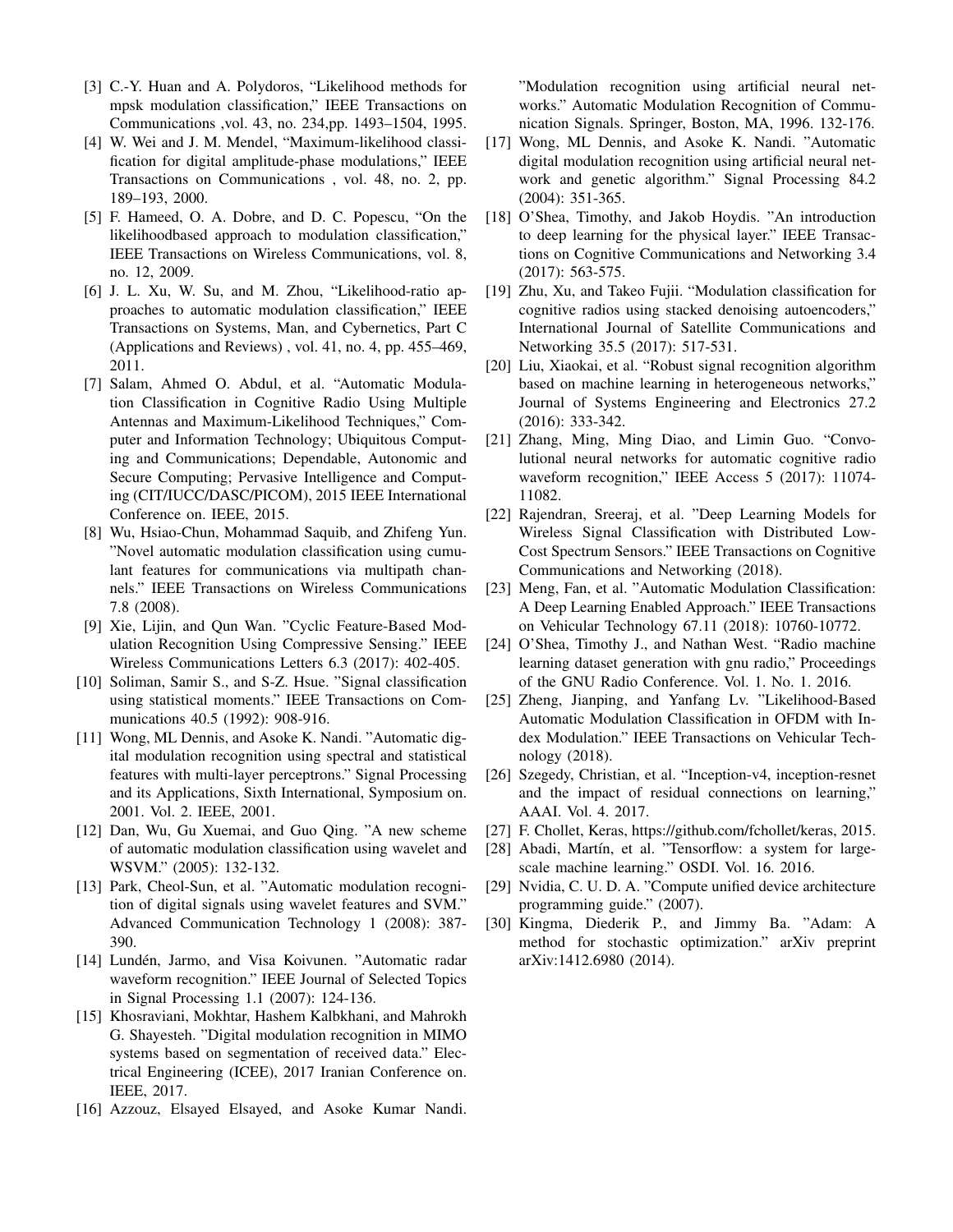[3] C.-Y. Huan and A. Polydoros, "Likelihood methods for mpsk modulation classification," IEEE Transactions on Communications ,vol. 43, no. 234,pp. 1493–1504, 1995.

[4] W. Wei and J. M. Mendel, "Maximum-likelihood classification for digital amplitude-phase modulations," IEEE Transactions on Communications , vol. 48, no. 2, pp. 189–193, 2000.

[5] F. Hameed, O. A. Dobre, and D. C. Popescu, "On the likelihoodbased approach to modulation classification," IEEE Transactions on Wireless Communications, vol. 8, no. 12, 2009.

[6] J. L. Xu, W. Su, and M. Zhou, "Likelihood-ratio approaches to automatic modulation classification," IEEE Transactions on Systems, Man, and Cybernetics, Part C (Applications and Reviews) , vol. 41, no. 4, pp. 455–469, 2011.

[7] Salam, Ahmed O. Abdul, et al. "Automatic Modulation Classification in Cognitive Radio Using Multiple Antennas and Maximum-Likelihood Techniques," Computer and Information Technology; Ubiquitous Computing and Communications; Dependable, Autonomic and Secure Computing; Pervasive Intelligence and Computing (CIT/IUCC/DASC/PICOM), 2015 IEEE International Conference on. IEEE, 2015.

[8] Wu, Hsiao-Chun, Mohammad Saquib, and Zhifeng Yun. "Novel automatic modulation classification using cumulant features for communications via multipath channels." IEEE Transactions on Wireless Communications 7.8 (2008).

[9] Xie, Lijin, and Qun Wan. "Cyclic Feature-Based Modulation Recognition Using Compressive Sensing." IEEE Wireless Communications Letters 6.3 (2017): 402-405.

[10] Soliman, Samir S., and S-Z. Hsue. "Signal classification using statistical moments." IEEE Transactions on Communications 40.5 (1992): 908-916.

[11] Wong, ML Dennis, and Asoke K. Nandi. "Automatic digital modulation recognition using spectral and statistical features with multi-layer perceptrons." Signal Processing and its Applications, Sixth International, Symposium on. 2001. Vol. 2. IEEE, 2001.

[12] Dan, Wu, Gu Xuemai, and Guo Qing. "A new scheme of automatic modulation classification using wavelet and WSVM." (2005): 132-132.

[13] Park, Cheol-Sun, et al. "Automatic modulation recognition of digital signals using wavelet features and SVM." Advanced Communication Technology 1 (2008): 387-390.

[14] Lundén, Jarmo, and Visa Koivunen. "Automatic radar waveform recognition." IEEE Journal of Selected Topics in Signal Processing 1.1 (2007): 124-136.

[15] Khosraviani, Mokhtar, Hashem Kalbkhani, and Mahrokh G. Shayesteh. "Digital modulation recognition in MIMO systems based on segmentation of received data." Electrical Engineering (ICEE), 2017 Iranian Conference on. IEEE, 2017.

[16] Azzouz, Elsayed Elsayed, and Asoke Kumar Nandi. "Modulation recognition using artificial neural networks." Automatic Modulation Recognition of Communication Signals. Springer, Boston, MA, 1996. 132-176.

[17] Wong, ML Dennis, and Asoke K. Nandi. "Automatic digital modulation recognition using artificial neural network and genetic algorithm." Signal Processing 84.2 (2004): 351-365.

[18] O'Shea, Timothy, and Jakob Hoydis. "An introduction to deep learning for the physical layer." IEEE Transactions on Cognitive Communications and Networking 3.4 (2017): 563-575.

[19] Zhu, Xu, and Takeo Fujii. "Modulation classification for cognitive radios using stacked denoising autoencoders," International Journal of Satellite Communications and Networking 35.5 (2017): 517-531.

[20] Liu, Xiaokai, et al. "Robust signal recognition algorithm based on machine learning in heterogeneous networks," Journal of Systems Engineering and Electronics 27.2 (2016): 333-342.

[21] Zhang, Ming, Ming Diao, and Limin Guo. "Convolutional neural networks for automatic cognitive radio waveform recognition," IEEE Access 5 (2017): 11074-11082.

[22] Rajendran, Sreeraj, et al. "Deep Learning Models for Wireless Signal Classification with Distributed Low-Cost Spectrum Sensors." IEEE Transactions on Cognitive Communications and Networking (2018).

[23] Meng, Fan, et al. "Automatic Modulation Classification: A Deep Learning Enabled Approach." IEEE Transactions on Vehicular Technology 67.11 (2018): 10760-10772.

[24] O'Shea, Timothy J., and Nathan West. "Radio machine learning dataset generation with gnu radio," Proceedings of the GNU Radio Conference. Vol. 1. No. 1. 2016.

[25] Zheng, Jianping, and Yanfang Lv. "Likelihood-Based Automatic Modulation Classification in OFDM with Index Modulation." IEEE Transactions on Vehicular Technology (2018).

[26] Szegedy, Christian, et al. "Inception-v4, inception-resnet and the impact of residual connections on learning," AAAI. Vol. 4. 2017.

[27] F. Chollet, Keras, https://github.com/fchollet/keras, 2015.

[28] Abadi, Martín, et al. "Tensorflow: a system for large-scale machine learning." OSDI. Vol. 16. 2016.

[29] Nvidia, C. U. D. A. "Compute unified device architecture programming guide." (2007).

[30] Kingma, Diederik P., and Jimmy Ba. "Adam: A method for stochastic optimization." arXiv preprint arXiv:1412.6980 (2014).